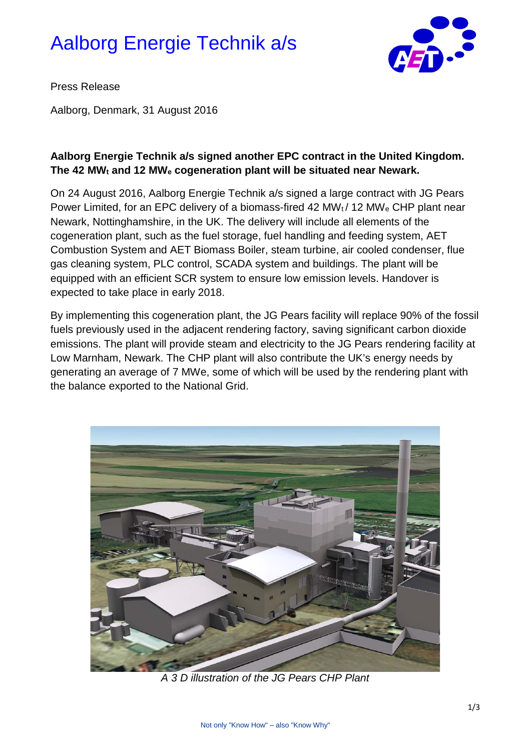# Aalborg Energie Technik a/s

Press Release

Aalborg, Denmark, 31 August 2016

**Aalborg Energie Technik a/s signed another EPC contract in the United Kingdom. The 42 $MW_t$ and 12 $MW_e$ cogeneration plant will be situated near Newark.**

On 24 August 2016, Aalborg Energie Technik a/s signed a large contract with JG Pears Power Limited, for an EPC delivery of a biomass-fired 42 $MW_t$ / 12 $MW_e$ CHP plant near Newark, Nottinghamshire, in the UK. The delivery will include all elements of the cogeneration plant, such as the fuel storage, fuel handling and feeding system, AET Combustion System and AET Biomass Boiler, steam turbine, air cooled condenser, flue gas cleaning system, PLC control, SCADA system and buildings. The plant will be equipped with an efficient SCR system to ensure low emission levels. Handover is expected to take place in early 2018.

By implementing this cogeneration plant, the JG Pears facility will replace 90% of the fossil fuels previously used in the adjacent rendering factory, saving significant carbon dioxide emissions. The plant will provide steam and electricity to the JG Pears rendering facility at Low Marnham, Newark. The CHP plant will also contribute the UK's energy needs by generating an average of 7 MWe, some of which will be used by the rendering plant with the balance exported to the National Grid.

*A 3 D illustration of the JG Pears CHP Plant*

Not only "Know How" – also "Know Why"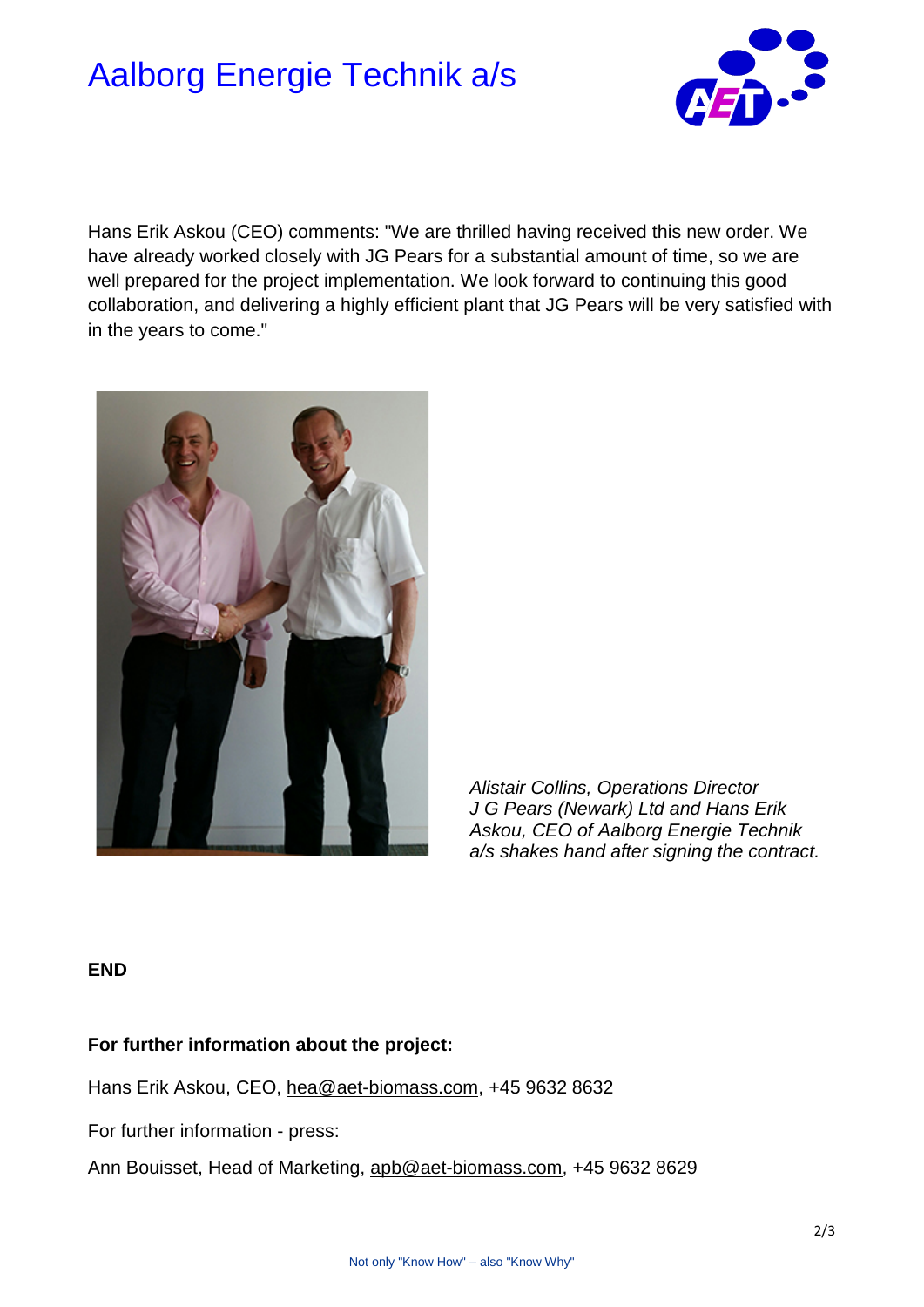Hans Erik Askou (CEO) comments: "We are thrilled having received this new order. We have already worked closely with JG Pears for a substantial amount of time, so we are well prepared for the project implementation. We look forward to continuing this good collaboration, and delivering a highly efficient plant that JG Pears will be very satisfied with in the years to come."

*Alistair Collins, Operations Director J G Pears (Newark) Ltd and Hans Erik Askou, CEO of Aalborg Energie Technik a/s shakes hand after signing the contract.*

**END**

**For further information about the project:**

Hans Erik Askou, CEO, hea@aet-biomass.com, +45 9632 8632

For further information - press:

Ann Bouisset, Head of Marketing, apb@aet-biomass.com, +45 9632 8629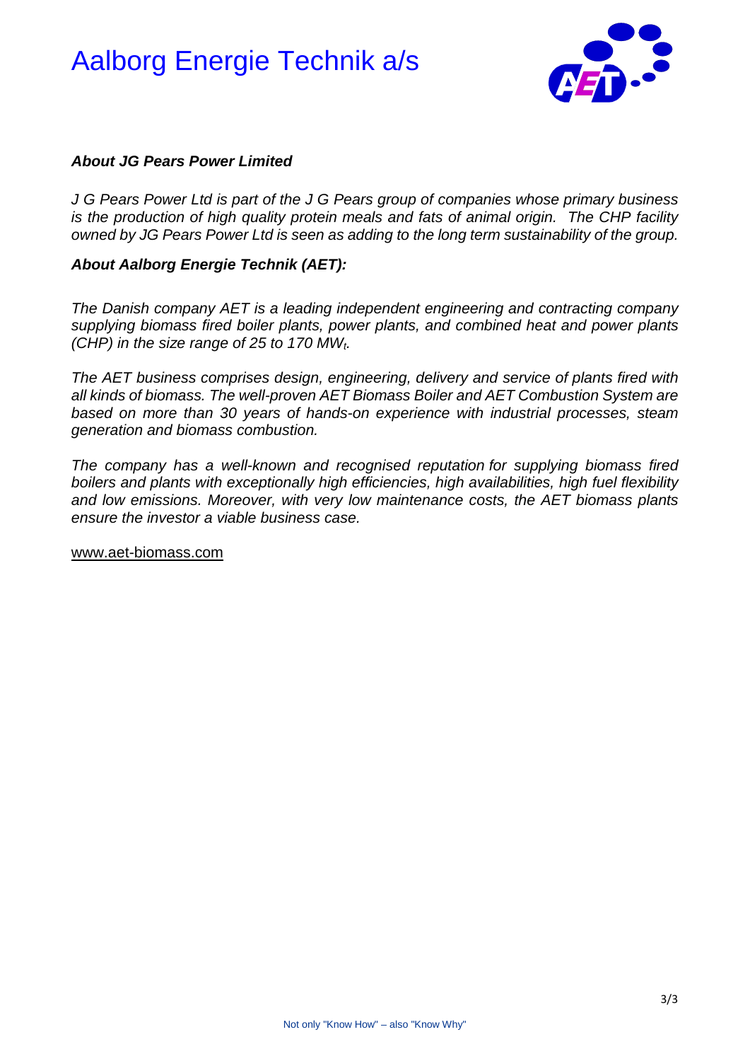### *About JG Pears Power Limited*

*J G Pears Power Ltd is part of the J G Pears group of companies whose primary business is the production of high quality protein meals and fats of animal origin. The CHP facility owned by JG Pears Power Ltd is seen as adding to the long term sustainability of the group.*

### *About Aalborg Energie Technik (AET):*

*The Danish company AET is a leading independent engineering and contracting company supplying biomass fired boiler plants, power plants, and combined heat and power plants (CHP) in the size range of 25 to 170 $MW_t$.*

*The AET business comprises design, engineering, delivery and service of plants fired with all kinds of biomass. The well-proven AET Biomass Boiler and AET Combustion System are based on more than 30 years of hands-on experience with industrial processes, steam generation and biomass combustion.*

*The company has a well-known and recognised reputation for supplying biomass fired boilers and plants with exceptionally high efficiencies, high availabilities, high fuel flexibility and low emissions. Moreover, with very low maintenance costs, the AET biomass plants ensure the investor a viable business case.*

www.aet-biomass.com